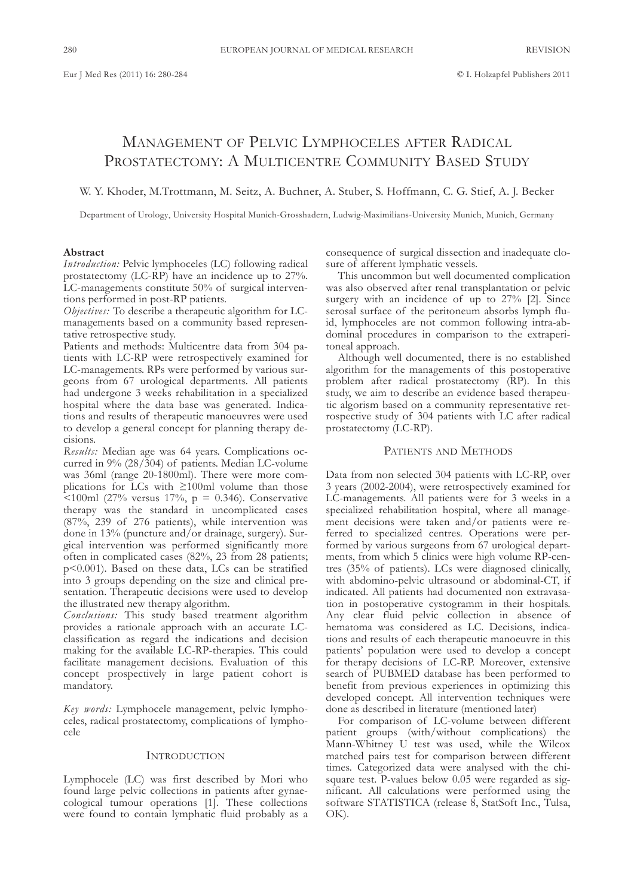# Management of Pelvic Lymphoceles after Radical Prostatectomy: A Multicentre Community Based Study

W. Y. Khoder, M.Trottmann, M. Seitz, A. Buchner, A. Stuber, S. Hoffmann, C. G. Stief, A. J. Becker

Department of Urology, University Hospital Munich-Grosshadern, Ludwig-Maximilians-University Munich, Munich, Germany

## Abstract

*Introduction:* Pelvic lymphoceles (LC) following radical prostatectomy (LC-RP) have an incidence up to 27%. LC-managements constitute 50% of surgical interventions performed in post-RP patients.

*Objectives:* To describe a therapeutic algorithm for LC-managements based on a community based representative retrospective study.

Patients and methods: Multicentre data from 304 patients with LC-RP were retrospectively examined for LC-managements. RPs were performed by various surgeons from 67 urological departments. All patients had undergone 3 weeks rehabilitation in a specialized hospital where the data base was generated. Indications and results of therapeutic manoeuvres were used to develop a general concept for planning therapy decisions.

*Results:* Median age was 64 years. Complications occurred in 9% (28/304) of patients. Median LC-volume was 36ml (range 20-1800ml). There were more complications for LCs with ≥100ml volume than those <100ml (27% versus 17%, $p = 0.346$). Conservative therapy was the standard in uncomplicated cases (87%, 239 of 276 patients), while intervention was done in 13% (puncture and/or drainage, surgery). Surgical intervention was performed significantly more often in complicated cases (82%, 23 from 28 patients; $p<0.001$). Based on these data, LCs can be stratified into 3 groups depending on the size and clinical presentation. Therapeutic decisions were used to develop the illustrated new therapy algorithm.

*Conclusions:* This study based treatment algorithm provides a rationale approach with an accurate LC-classification as regard the indications and decision making for the available LC-RP-therapies. This could facilitate management decisions. Evaluation of this concept prospectively in large patient cohort is mandatory.

*Key words:* Lymphocele management, pelvic lymphoceles, radical prostatectomy, complications of lymphocele

## Introduction

Lymphocele (LC) was first described by Mori who found large pelvic collections in patients after gynaecological tumour operations [1]. These collections were found to contain lymphatic fluid probably as a consequence of surgical dissection and inadequate closure of afferent lymphatic vessels.

This uncommon but well documented complication was also observed after renal transplantation or pelvic surgery with an incidence of up to 27% [2]. Since serosal surface of the peritoneum absorbs lymph fluid, lymphoceles are not common following intra-abdominal procedures in comparison to the extraperitoneal approach.

Although well documented, there is no established algorithm for the managements of this postoperative problem after radical prostatectomy (RP). In this study, we aim to describe an evidence based therapeutic algorism based on a community representative retrospective study of 304 patients with LC after radical prostatectomy (LC-RP).

## Patients and Methods

Data from non selected 304 patients with LC-RP, over 3 years (2002-2004), were retrospectively examined for LC-managements. All patients were for 3 weeks in a specialized rehabilitation hospital, where all management decisions were taken and/or patients were referred to specialized centres. Operations were performed by various surgeons from 67 urological departments, from which 5 clinics were high volume RP-centres (35% of patients). LCs were diagnosed clinically, with abdomino-pelvic ultrasound or abdominal-CT, if indicated. All patients had documented non extravasation in postoperative cystogramm in their hospitals. Any clear fluid pelvic collection in absence of hematoma was considered as LC. Decisions, indications and results of each therapeutic manoeuvre in this patients' population were used to develop a concept for therapy decisions of LC-RP. Moreover, extensive search of PUBMED database has been performed to benefit from previous experiences in optimizing this developed concept. All intervention techniques were done as described in literature (mentioned later)

For comparison of LC-volume between different patient groups (with/without complications) the Mann-Whitney U test was used, while the Wilcox matched pairs test for comparison between different times. Categorized data were analysed with the chi-square test. P-values below 0.05 were regarded as significant. All calculations were performed using the software STATISTICA (release 8, StatSoft Inc., Tulsa, OK).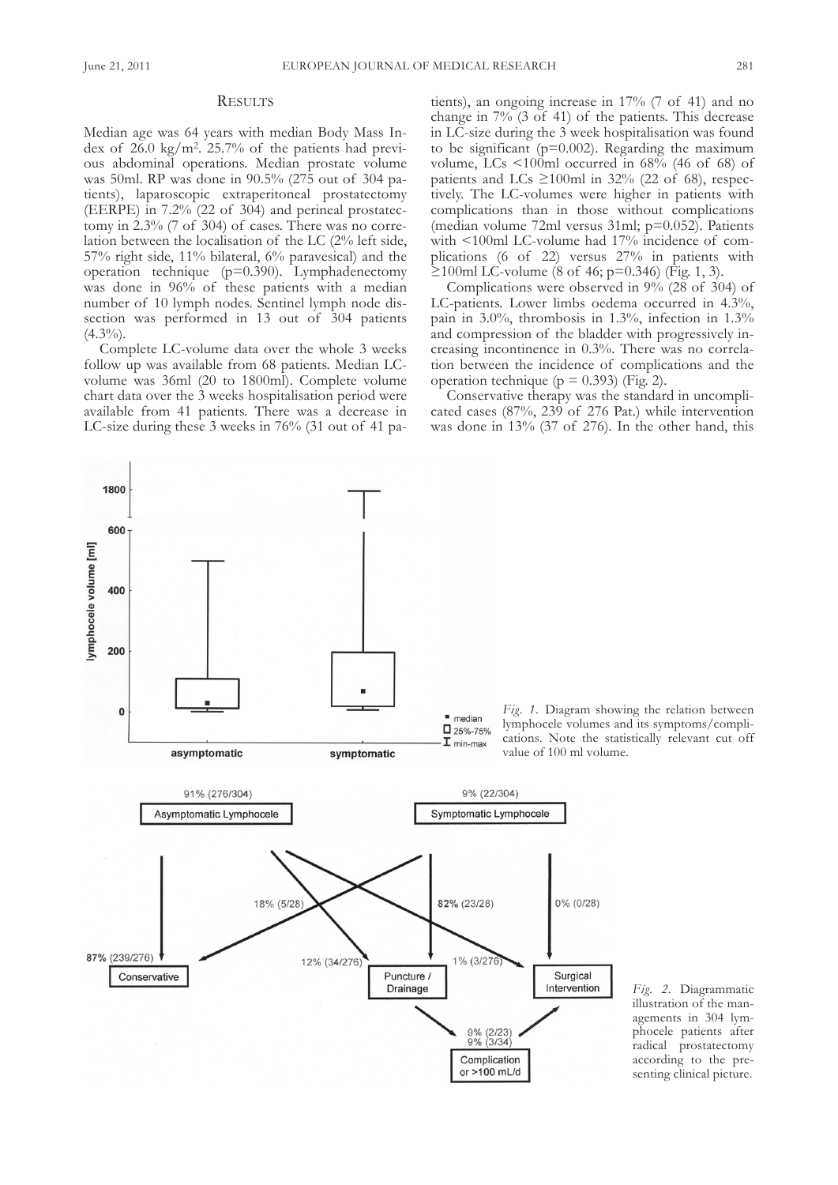## Results

Median age was 64 years with median Body Mass Index of 26.0 kg/m$^2$. 25.7% of the patients had previous abdominal operations. Median prostate volume was 50ml. RP was done in 90.5% (275 out of 304 patients), laparoscopic extraperitoneal prostatectomy (EERPE) in 7.2% (22 of 304) and perineal prostatectomy in 2.3% (7 of 304) of cases. There was no correlation between the localisation of the LC (2% left side, 57% right side, 11% bilateral, 6% paravesical) and the operation technique (p=0.390). Lymphadenectomy was done in 96% of these patients with a median number of 10 lymph nodes. Sentinel lymph node dissection was performed in 13 out of 304 patients (4.3%).

Complete LC-volume data over the whole 3 weeks follow up was available from 68 patients. Median LC-volume was 36ml (20 to 1800ml). Complete volume chart data over the 3 weeks hospitalisation period were available from 41 patients. There was a decrease in LC-size during these 3 weeks in 76% (31 out of 41 patients), an ongoing increase in 17% (7 of 41) and no change in 7% (3 of 41) of the patients. This decrease in LC-size during the 3 week hospitalisation was found to be significant (p=0.002). Regarding the maximum volume, LCs <100ml occurred in 68% (46 of 68) of patients and LCs ≥100ml in 32% (22 of 68), respectively. The LC-volumes were higher in patients with complications than in those without complications (median volume 72ml versus 31ml; p=0.052). Patients with <100ml LC-volume had 17% incidence of complications (6 of 22) versus 27% in patients with ≥100ml LC-volume (8 of 46; p=0.346) (Fig. 1, 3).

Complications were observed in 9% (28 of 304) of LC-patients. Lower limbs oedema occurred in 4.3%, pain in 3.0%, thrombosis in 1.3%, infection in 1.3% and compression of the bladder with progressively increasing incontinence in 0.3%. There was no correlation between the incidence of complications and the operation technique (p = 0.393) (Fig. 2).

Conservative therapy was the standard in uncomplicated cases (87%, 239 of 276 Pat.) while intervention was done in 13% (37 of 276). In the other hand, this

*Fig. 1.* Diagram showing the relation between lymphocele volumes and its symptoms/complications. Note the statistically relevant cut off value of 100 ml volume.

*Fig. 2.* Diagrammatic illustration of the managements in 304 lymphocele patients after radical prostatectomy according to the presenting clinical picture.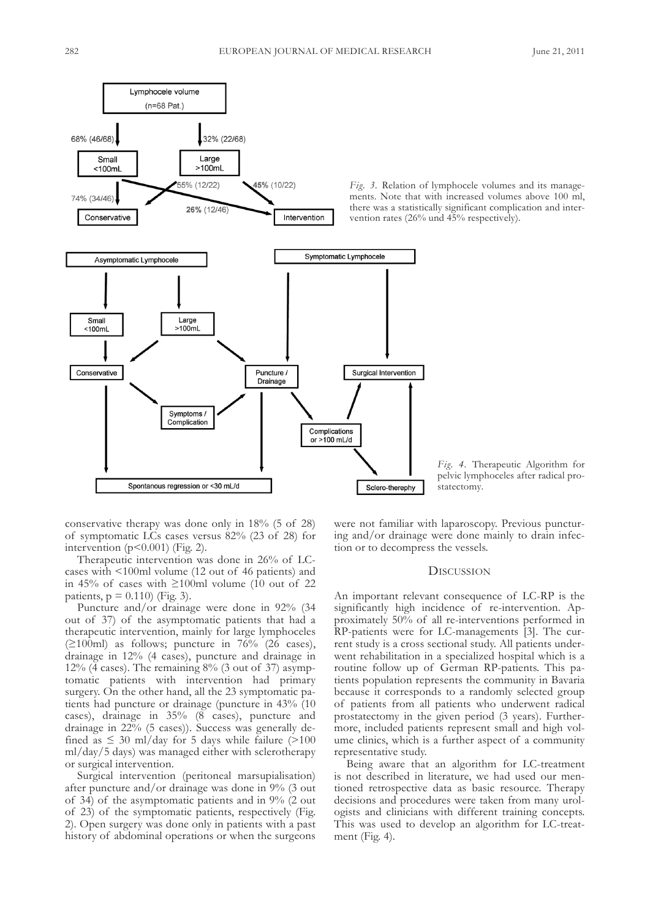*Fig. 3.* Relation of lymphocele volumes and its managements. Note that with increased volumes above 100 ml, there was a statistically significant complication and intervention rates (26% und 45% respectively).

*Fig. 4.* Therapeutic Algorithm for pelvic lymphoceles after radical prostatectomy.

conservative therapy was done only in 18% (5 of 28) of symptomatic LCs cases versus 82% (23 of 28) for intervention ($p<0.001$) (Fig. 2).

Therapeutic intervention was done in 26% of LC-cases with <100ml volume (12 out of 46 patients) and in 45% of cases with ≥100ml volume (10 out of 22 patients, $p = 0.110$) (Fig. 3).

Puncture and/or drainage were done in 92% (34 out of 37) of the asymptomatic patients that had a therapeutic intervention, mainly for large lymphoceles (≥100ml) as follows; puncture in 76% (26 cases), drainage in 12% (4 cases), puncture and drainage in 12% (4 cases). The remaining 8% (3 out of 37) asymptomatic patients with intervention had primary surgery. On the other hand, all the 23 symptomatic patients had puncture or drainage (puncture in 43% (10 cases), drainage in 35% (8 cases), puncture and drainage in 22% (5 cases)). Success was generally defined as ≤ 30 ml/day for 5 days while failure (>100 ml/day/5 days) was managed either with sclerotherapy or surgical intervention.

Surgical intervention (peritoneal marsupialisation) after puncture and/or drainage was done in 9% (3 out of 34) of the asymptomatic patients and in 9% (2 out of 23) of the symptomatic patients, respectively (Fig. 2). Open surgery was done only in patients with a past history of abdominal operations or when the surgeons were not familiar with laparoscopy. Previous puncturing and/or drainage were done mainly to drain infection or to decompress the vessels.

## Discussion

An important relevant consequence of LC-RP is the significantly high incidence of re-intervention. Approximately 50% of all re-interventions performed in RP-patients were for LC-managements [3]. The current study is a cross sectional study. All patients underwent rehabilitation in a specialized hospital which is a routine follow up of German RP-patients. This patients population represents the community in Bavaria because it corresponds to a randomly selected group of patients from all patients who underwent radical prostatectomy in the given period (3 years). Furthermore, included patients represent small and high volume clinics, which is a further aspect of a community representative study.

Being aware that an algorithm for LC-treatment is not described in literature, we had used our mentioned retrospective data as basic resource. Therapy decisions and procedures were taken from many urologists and clinicians with different training concepts. This was used to develop an algorithm for LC-treatment (Fig. 4).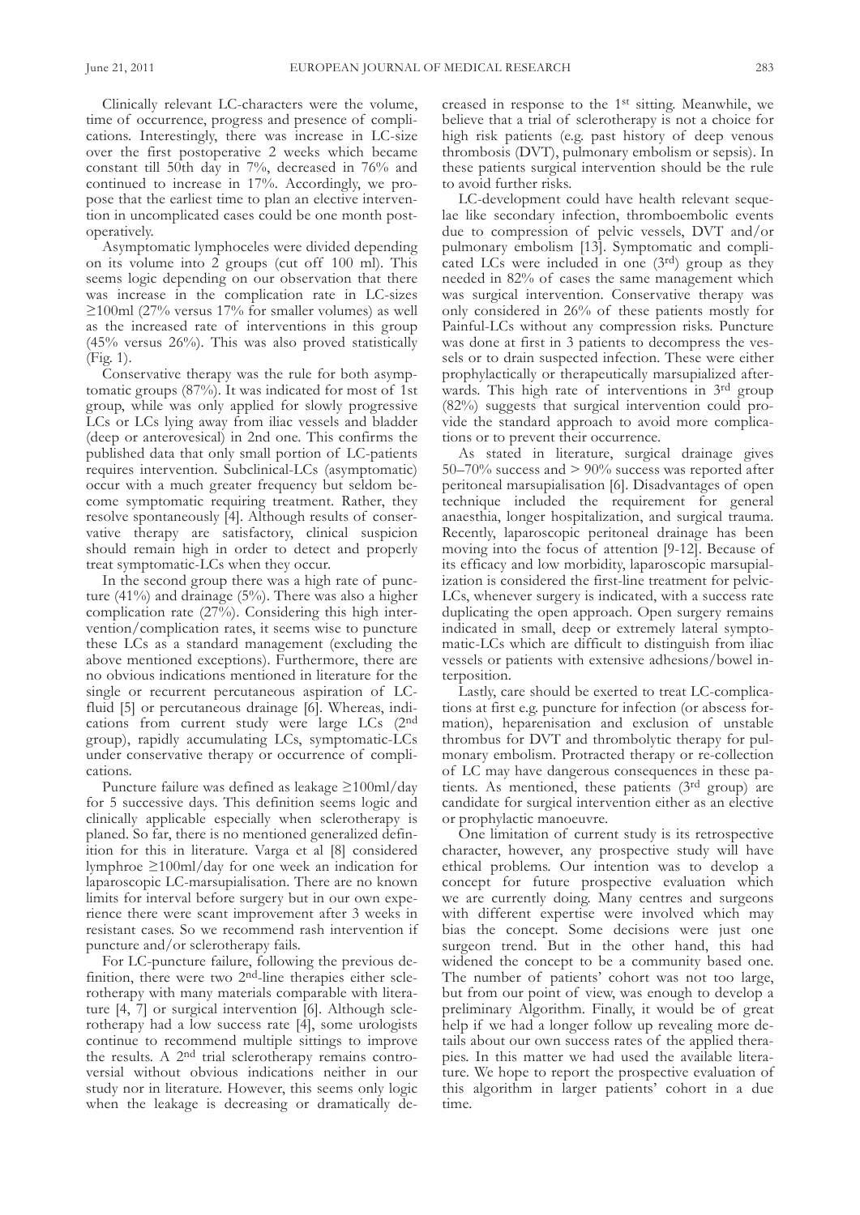Clinically relevant LC-characters were the volume, time of occurrence, progress and presence of complications. Interestingly, there was increase in LC-size over the first postoperative 2 weeks which became constant till 50th day in 7%, decreased in 76% and continued to increase in 17%. Accordingly, we propose that the earliest time to plan an elective intervention in uncomplicated cases could be one month postoperatively.

Asymptomatic lymphoceles were divided depending on its volume into 2 groups (cut off 100 ml). This seems logic depending on our observation that there was increase in the complication rate in LC-sizes ≥100ml (27% versus 17% for smaller volumes) as well as the increased rate of interventions in this group (45% versus 26%). This was also proved statistically (Fig. 1).

Conservative therapy was the rule for both asymptomatic groups (87%). It was indicated for most of 1st group, while was only applied for slowly progressive LCs or LCs lying away from iliac vessels and bladder (deep or anterovesical) in 2nd one. This confirms the published data that only small portion of LC-patients requires intervention. Subclinical-LCs (asymptomatic) occur with a much greater frequency but seldom become symptomatic requiring treatment. Rather, they resolve spontaneously [4]. Although results of conservative therapy are satisfactory, clinical suspicion should remain high in order to detect and properly treat symptomatic-LCs when they occur.

In the second group there was a high rate of puncture (41%) and drainage (5%). There was also a higher complication rate (27%). Considering this high intervention/complication rates, it seems wise to puncture these LCs as a standard management (excluding the above mentioned exceptions). Furthermore, there are no obvious indications mentioned in literature for the single or recurrent percutaneous aspiration of LC-fluid [5] or percutaneous drainage [6]. Whereas, indications from current study were large LCs (2nd group), rapidly accumulating LCs, symptomatic-LCs under conservative therapy or occurrence of complications.

Puncture failure was defined as leakage ≥100ml/day for 5 successive days. This definition seems logic and clinically applicable especially when sclerotherapy is planed. So far, there is no mentioned generalized definition for this in literature. Varga et al [8] considered lymphroe ≥100ml/day for one week an indication for laparoscopic LC-marsupialisation. There are no known limits for interval before surgery but in our own experience there were scant improvement after 3 weeks in resistant cases. So we recommend rash intervention if puncture and/or sclerotherapy fails.

For LC-puncture failure, following the previous definition, there were two 2nd-line therapies either sclerotherapy with many materials comparable with literature [4, 7] or surgical intervention [6]. Although sclerotherapy had a low success rate [4], some urologists continue to recommend multiple sittings to improve the results. A 2nd trial sclerotherapy remains controversial without obvious indications neither in our study nor in literature. However, this seems only logic when the leakage is decreasing or dramatically decreased in response to the 1st sitting. Meanwhile, we believe that a trial of sclerotherapy is not a choice for high risk patients (e.g. past history of deep venous thrombosis (DVT), pulmonary embolism or sepsis). In these patients surgical intervention should be the rule to avoid further risks.

LC-development could have health relevant sequelae like secondary infection, thromboembolic events due to compression of pelvic vessels, DVT and/or pulmonary embolism [13]. Symptomatic and complicated LCs were included in one (3rd) group as they needed in 82% of cases the same management which was surgical intervention. Conservative therapy was only considered in 26% of these patients mostly for Painful-LCs without any compression risks. Puncture was done at first in 3 patients to decompress the vessels or to drain suspected infection. These were either prophylactically or therapeutically marsupialized afterwards. This high rate of interventions in 3rd group (82%) suggests that surgical intervention could provide the standard approach to avoid more complications or to prevent their occurrence.

As stated in literature, surgical drainage gives 50–70% success and > 90% success was reported after peritoneal marsupialisation [6]. Disadvantages of open technique included the requirement for general anaesthia, longer hospitalization, and surgical trauma. Recently, laparoscopic peritoneal drainage has been moving into the focus of attention [9-12]. Because of its efficacy and low morbidity, laparoscopic marsupialization is considered the first-line treatment for pelvic-LCs, whenever surgery is indicated, with a success rate duplicating the open approach. Open surgery remains indicated in small, deep or extremely lateral symptomatic-LCs which are difficult to distinguish from iliac vessels or patients with extensive adhesions/bowel interposition.

Lastly, care should be exerted to treat LC-complications at first e.g. puncture for infection (or abscess formation), heparenisation and exclusion of unstable thrombus for DVT and thrombolytic therapy for pulmonary embolism. Protracted therapy or re-collection of LC may have dangerous consequences in these patients. As mentioned, these patients (3rd group) are candidate for surgical intervention either as an elective or prophylactic manoeuvre.

One limitation of current study is its retrospective character, however, any prospective study will have ethical problems. Our intention was to develop a concept for future prospective evaluation which we are currently doing. Many centres and surgeons with different expertise were involved which may bias the concept. Some decisions were just one surgeon trend. But in the other hand, this had widened the concept to be a community based one. The number of patients' cohort was not too large, but from our point of view, was enough to develop a preliminary Algorithm. Finally, it would be of great help if we had a longer follow up revealing more details about our own success rates of the applied therapies. In this matter we had used the available literature. We hope to report the prospective evaluation of this algorithm in larger patients' cohort in a due time.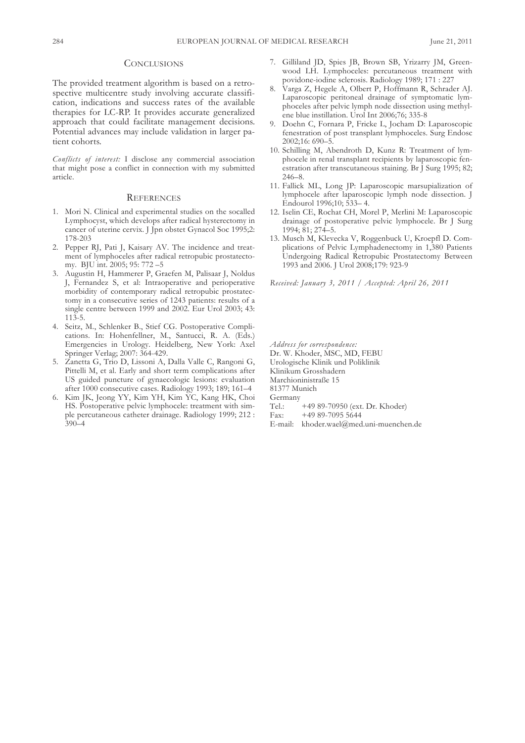## Conclusions

The provided treatment algorithm is based on a retrospective multicentre study involving accurate classification, indications and success rates of the available therapies for LC-RP. It provides accurate generalized approach that could facilitate management decisions. Potential advances may include validation in larger patient cohorts.

*Conflicts of interest:* I disclose any commercial association that might pose a conflict in connection with my submitted article.

## References

1. Mori N. Clinical and experimental studies on the socalled Lymphocyst, which develops after radical hysterectomy in cancer of uterine cervix. J Jpn obstet Gynacol Soc 1995;2: 178-203
2. Pepper RJ, Pati J, Kaisary AV. The incidence and treatment of lymphoceles after radical retropubic prostatectomy. BJU int. 2005; 95: 772 –5
3. Augustin H, Hammerer P, Graefen M, Palisaar J, Noldus J, Fernandez S, et al: Intraoperative and perioperative morbidity of contemporary radical retropubic prostatectomy in a consecutive series of 1243 patients: results of a single centre between 1999 and 2002. Eur Urol 2003; 43: 113-5.
4. Seitz, M., Schlenker B., Stief CG. Postoperative Complications. In: Hohenfellner, M., Santucci, R. A. (Eds.) Emergencies in Urology. Heidelberg, New York: Axel Springer Verlag; 2007: 364-429.
5. Zanetta G, Trio D, Lissoni A, Dalla Valle C, Rangoni G, Pittelli M, et al. Early and short term complications after US guided puncture of gynaecologic lesions: evaluation after 1000 consecutive cases. Radiology 1993; 189; 161–4
6. Kim JK, Jeong YY, Kim YH, Kim YC, Kang HK, Choi HS. Postoperative pelvic lymphocele: treatment with simple percutaneous catheter drainage. Radiology 1999; 212 : 390–4
7. Gilliland JD, Spies JB, Brown SB, Yrizarry JM, Greenwood LH. Lymphoceles: percutaneous treatment with povidone-iodine sclerosis. Radiology 1989; 171 : 227
8. Varga Z, Hegele A, Olbert P, Hoffmann R, Schrader AJ. Laparoscopic peritoneal drainage of symptomatic lymphoceles after pelvic lymph node dissection using methylene blue instillation. Urol Int 2006;76; 335-8
9. Doehn C, Fornara P, Fricke L, Jocham D: Laparoscopic fenestration of post transplant lymphoceles. Surg Endosc 2002;16: 690–5.
10. Schilling M, Abendroth D, Kunz R: Treatment of lymphocele in renal transplant recipients by laparoscopic fenestration after transcutaneous staining. Br J Surg 1995; 82; 246–8.
11. Fallick ML, Long JP: Laparoscopic marsupialization of lymphocele after laparoscopic lymph node dissection. J Endourol 1996;10; 533– 4.
12. Iselin CE, Rochat CH, Morel P, Merlini M: Laparoscopic drainage of postoperative pelvic lymphocele. Br J Surg 1994; 81; 274–5.
13. Musch M, Klevecka V, Roggenbuck U, Kroepfl D. Complications of Pelvic Lymphadenectomy in 1,380 Patients Undergoing Radical Retropubic Prostatectomy Between 1993 and 2006. J Urol 2008;179: 923-9

*Received: January 3, 2011 / Accepted: April 26, 2011*

*Address for correspondence:*
Dr. W. Khoder, MSC, MD, FEBU
Urologische Klinik und Poliklinik
Klinikum Grosshadern
Marchioninistraße 15
81377 Munich
Germany
Tel.: +49 89-70950 (ext. Dr. Khoder)
Fax: +49 89-7095 5644
E-mail: khoder.wael@med.uni-muenchen.de